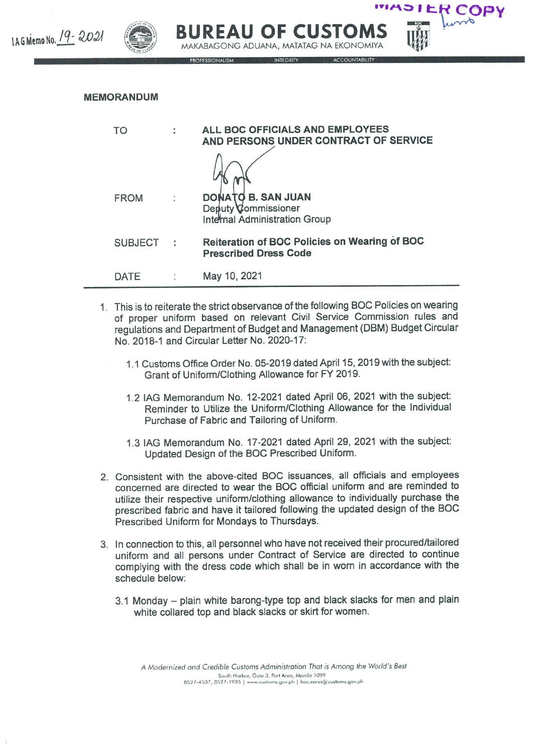IAG Memo No. 19- 2021

**MASTER COPY**

# BUREAU OF CUSTOMS

MAKABAGONG ADUANA, MATATAG NA EKONOMIYA

PROFESSIONALISM INTEGRITY ACCOUNTABILITY

## MEMORANDUM

| | | |
|---|---|---|
| TO | : | **ALL BOC OFFICIALS AND EMPLOYEES AND PERSONS UNDER CONTRACT OF SERVICE** |
| FROM | : | **DONATO B. SAN JUAN**<br>Deputy Commissioner<br>Internal Administration Group |
| SUBJECT | : | **Reiteration of BOC Policies on Wearing of BOC Prescribed Dress Code** |
| DATE | : | May 10, 2021 |

1. This is to reiterate the strict observance of the following BOC Policies on wearing of proper uniform based on relevant Civil Service Commission rules and regulations and Department of Budget and Management (DBM) Budget Circular No. 2018-1 and Circular Letter No. 2020-17:

   1.1 Customs Office Order No. 05-2019 dated April 15, 2019 with the subject: Grant of Uniform/Clothing Allowance for FY 2019.

   1.2 IAG Memorandum No. 12-2021 dated April 06, 2021 with the subject: Reminder to Utilize the Uniform/Clothing Allowance for the Individual Purchase of Fabric and Tailoring of Uniform.

   1.3 IAG Memorandum No. 17-2021 dated April 29, 2021 with the subject: Updated Design of the BOC Prescribed Uniform.

2. Consistent with the above-cited BOC issuances, all officials and employees concerned are directed to wear the BOC official uniform and are reminded to utilize their respective uniform/clothing allowance to individually purchase the prescribed fabric and have it tailored following the updated design of the BOC Prescribed Uniform for Mondays to Thursdays.

3. In connection to this, all personnel who have not received their procured/tailored uniform and all persons under Contract of Service are directed to continue complying with the dress code which shall be in worn in accordance with the schedule below:

   3.1 Monday – plain white barong-type top and black slacks for men and plain white collared top and black slacks or skirt for women.

*A Modernized and Credible Customs Administration That is Among the World's Best*

South Harbor, Gate 3, Port Area, Manila 1099

8527-4537, 8527-1935 | www.customs.gov.ph | boc.cares@customs.gov.ph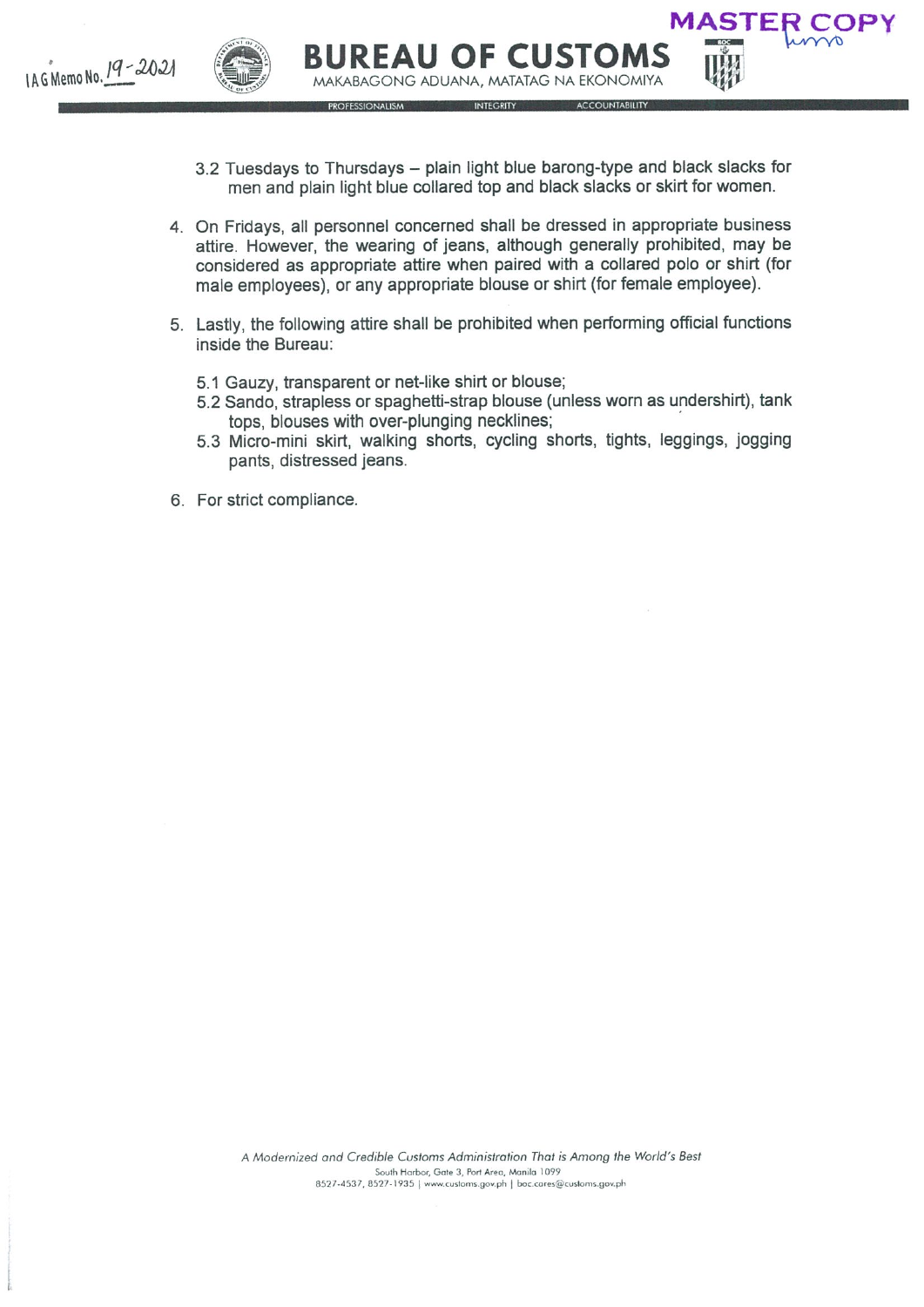3.2 Tuesdays to Thursdays – plain light blue barong-type and black slacks for men and plain light blue collared top and black slacks or skirt for women.

4. On Fridays, all personnel concerned shall be dressed in appropriate business attire. However, the wearing of jeans, although generally prohibited, may be considered as appropriate attire when paired with a collared polo or shirt (for male employees), or any appropriate blouse or shirt (for female employee).

5. Lastly, the following attire shall be prohibited when performing official functions inside the Bureau:

   5.1 Gauzy, transparent or net-like shirt or blouse;
   5.2 Sando, strapless or spaghetti-strap blouse (unless worn as undershirt), tank tops, blouses with over-plunging necklines;
   5.3 Micro-mini skirt, walking shorts, cycling shorts, tights, leggings, jogging pants, distressed jeans.

6. For strict compliance.